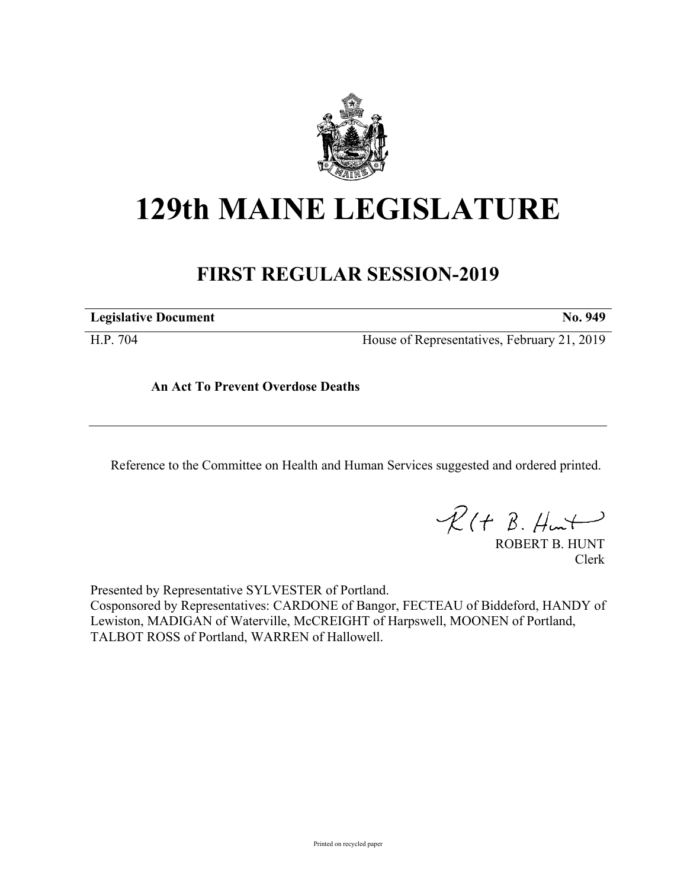# 129th MAINE LEGISLATURE

## FIRST REGULAR SESSION-2019

| **Legislative Document** | **No. 949** |
|---|---|
| H.P. 704 | House of Representatives, February 21, 2019 |

**An Act To Prevent Overdose Deaths**

Reference to the Committee on Health and Human Services suggested and ordered printed.

ROBERT B. HUNT
Clerk

Presented by Representative SYLVESTER of Portland.
Cosponsored by Representatives: CARDONE of Bangor, FECTEAU of Biddeford, HANDY of Lewiston, MADIGAN of Waterville, McCREIGHT of Harpswell, MOONEN of Portland, TALBOT ROSS of Portland, WARREN of Hallowell.

Printed on recycled paper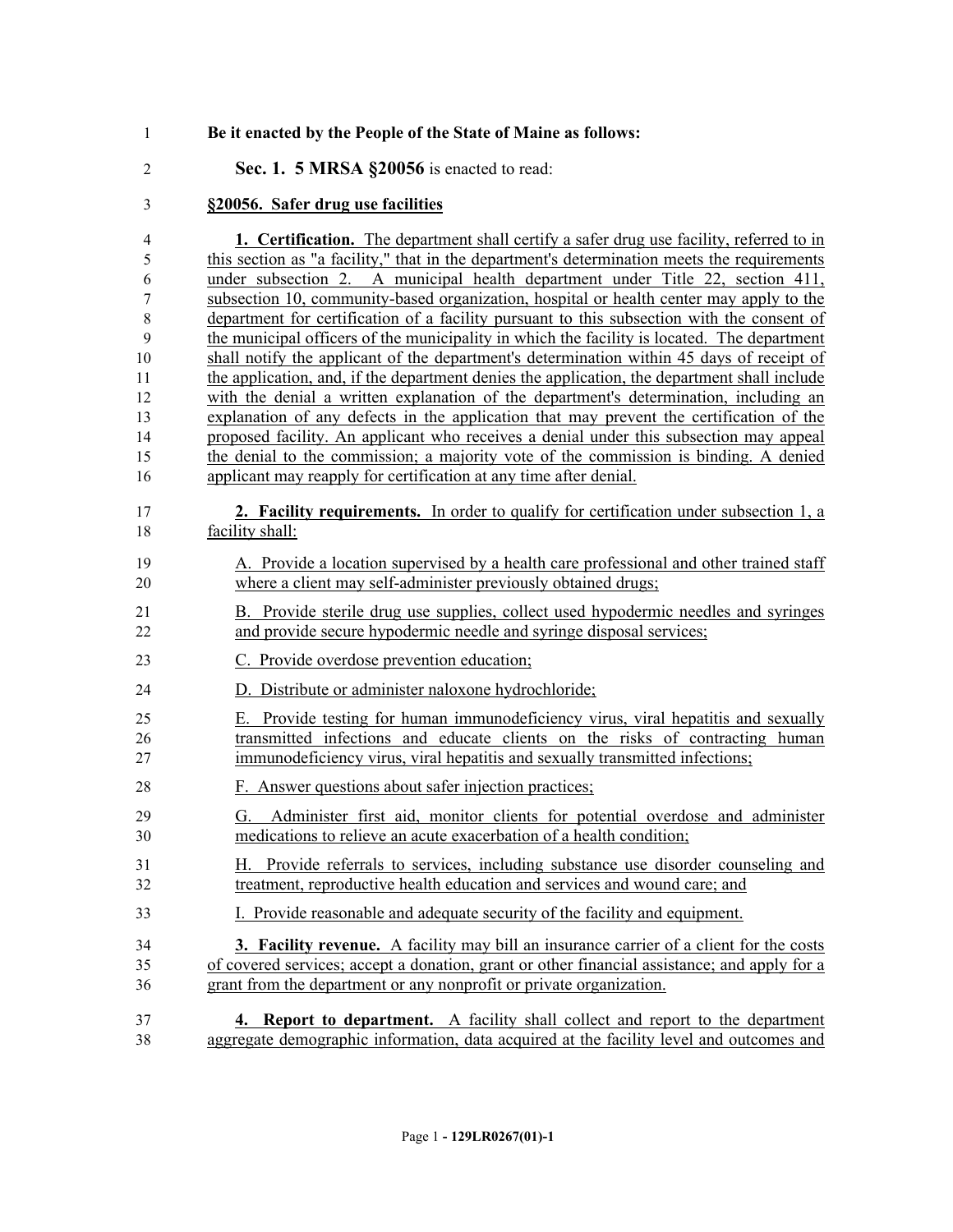**Be it enacted by the People of the State of Maine as follows:**

**Sec. 1. 5 MRSA §20056** is enacted to read:

**§20056. Safer drug use facilities**

**1. Certification.** The department shall certify a safer drug use facility, referred to in this section as "a facility," that in the department's determination meets the requirements under subsection 2. A municipal health department under Title 22, section 411, subsection 10, community-based organization, hospital or health center may apply to the department for certification of a facility pursuant to this subsection with the consent of the municipal officers of the municipality in which the facility is located. The department shall notify the applicant of the department's determination within 45 days of receipt of the application, and, if the department denies the application, the department shall include with the denial a written explanation of the department's determination, including an explanation of any defects in the application that may prevent the certification of the proposed facility. An applicant who receives a denial under this subsection may appeal the denial to the commission; a majority vote of the commission is binding. A denied applicant may reapply for certification at any time after denial.

**2. Facility requirements.** In order to qualify for certification under subsection 1, a facility shall:

A. Provide a location supervised by a health care professional and other trained staff where a client may self-administer previously obtained drugs;

B. Provide sterile drug use supplies, collect used hypodermic needles and syringes and provide secure hypodermic needle and syringe disposal services;

C. Provide overdose prevention education;

D. Distribute or administer naloxone hydrochloride;

E. Provide testing for human immunodeficiency virus, viral hepatitis and sexually transmitted infections and educate clients on the risks of contracting human immunodeficiency virus, viral hepatitis and sexually transmitted infections;

F. Answer questions about safer injection practices;

G. Administer first aid, monitor clients for potential overdose and administer medications to relieve an acute exacerbation of a health condition;

H. Provide referrals to services, including substance use disorder counseling and treatment, reproductive health education and services and wound care; and

I. Provide reasonable and adequate security of the facility and equipment.

**3. Facility revenue.** A facility may bill an insurance carrier of a client for the costs of covered services; accept a donation, grant or other financial assistance; and apply for a grant from the department or any nonprofit or private organization.

**4. Report to department.** A facility shall collect and report to the department aggregate demographic information, data acquired at the facility level and outcomes and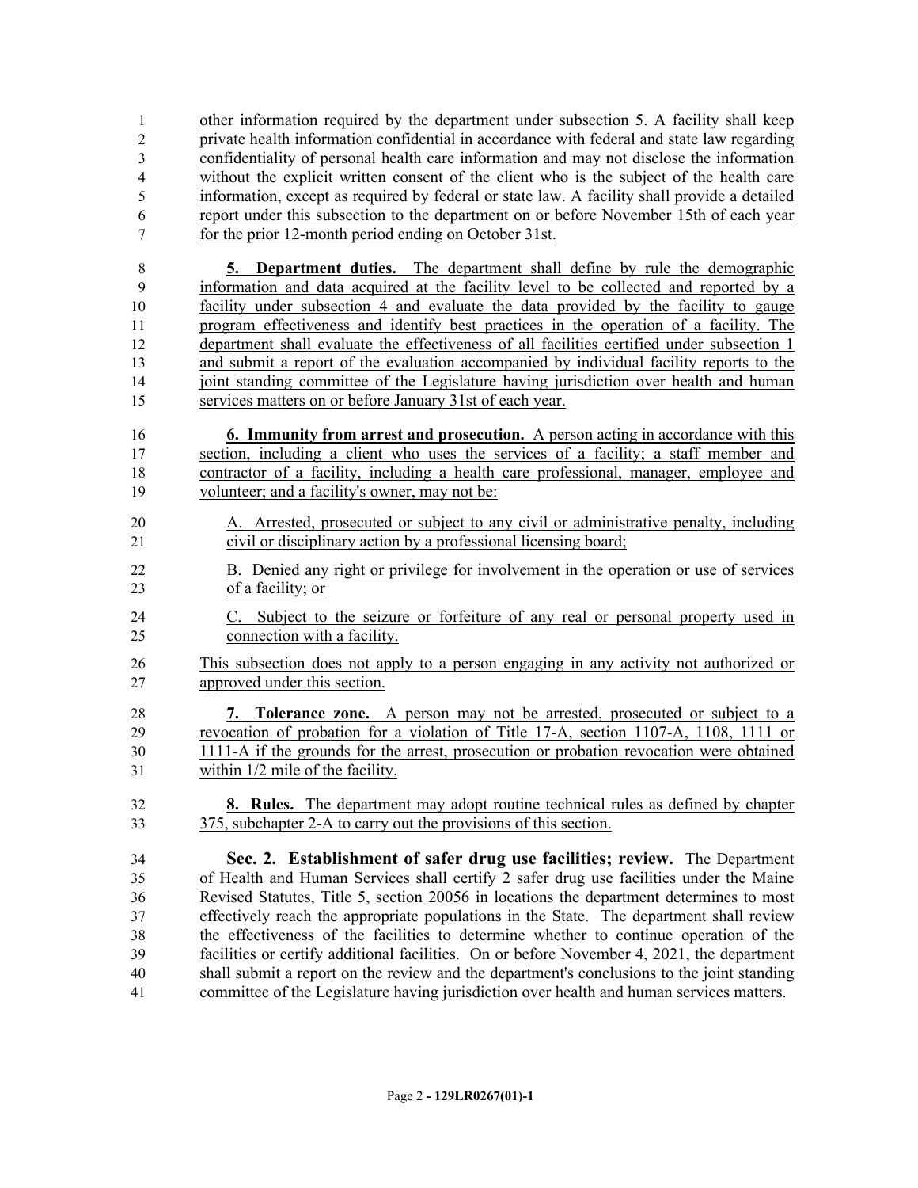other information required by the department under subsection 5. A facility shall keep private health information confidential in accordance with federal and state law regarding confidentiality of personal health care information and may not disclose the information without the explicit written consent of the client who is the subject of the health care information, except as required by federal or state law. A facility shall provide a detailed report under this subsection to the department on or before November 15th of each year for the prior 12-month period ending on October 31st.

**5. Department duties.** The department shall define by rule the demographic information and data acquired at the facility level to be collected and reported by a facility under subsection 4 and evaluate the data provided by the facility to gauge program effectiveness and identify best practices in the operation of a facility. The department shall evaluate the effectiveness of all facilities certified under subsection 1 and submit a report of the evaluation accompanied by individual facility reports to the joint standing committee of the Legislature having jurisdiction over health and human services matters on or before January 31st of each year.

**6. Immunity from arrest and prosecution.** A person acting in accordance with this section, including a client who uses the services of a facility; a staff member and contractor of a facility, including a health care professional, manager, employee and volunteer; and a facility's owner, may not be:

A. Arrested, prosecuted or subject to any civil or administrative penalty, including civil or disciplinary action by a professional licensing board;

B. Denied any right or privilege for involvement in the operation or use of services of a facility; or

C. Subject to the seizure or forfeiture of any real or personal property used in connection with a facility.

This subsection does not apply to a person engaging in any activity not authorized or approved under this section.

**7. Tolerance zone.** A person may not be arrested, prosecuted or subject to a revocation of probation for a violation of Title 17-A, section 1107-A, 1108, 1111 or 1111-A if the grounds for the arrest, prosecution or probation revocation were obtained within 1/2 mile of the facility.

**8. Rules.** The department may adopt routine technical rules as defined by chapter 375, subchapter 2-A to carry out the provisions of this section.

**Sec. 2. Establishment of safer drug use facilities; review.** The Department of Health and Human Services shall certify 2 safer drug use facilities under the Maine Revised Statutes, Title 5, section 20056 in locations the department determines to most effectively reach the appropriate populations in the State. The department shall review the effectiveness of the facilities to determine whether to continue operation of the facilities or certify additional facilities. On or before November 4, 2021, the department shall submit a report on the review and the department's conclusions to the joint standing committee of the Legislature having jurisdiction over health and human services matters.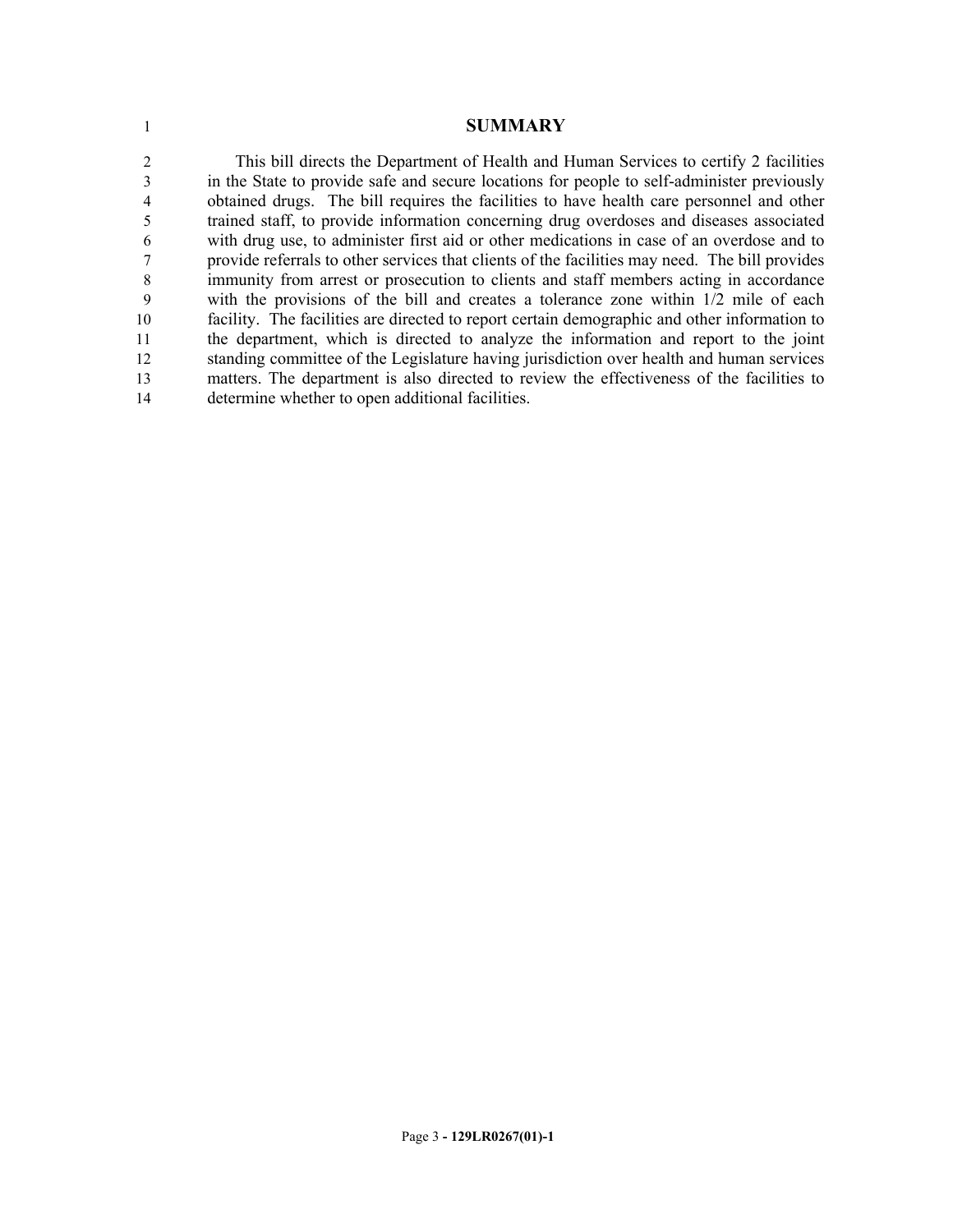## SUMMARY

This bill directs the Department of Health and Human Services to certify 2 facilities in the State to provide safe and secure locations for people to self-administer previously obtained drugs. The bill requires the facilities to have health care personnel and other trained staff, to provide information concerning drug overdoses and diseases associated with drug use, to administer first aid or other medications in case of an overdose and to provide referrals to other services that clients of the facilities may need. The bill provides immunity from arrest or prosecution to clients and staff members acting in accordance with the provisions of the bill and creates a tolerance zone within 1/2 mile of each facility. The facilities are directed to report certain demographic and other information to the department, which is directed to analyze the information and report to the joint standing committee of the Legislature having jurisdiction over health and human services matters. The department is also directed to review the effectiveness of the facilities to determine whether to open additional facilities.